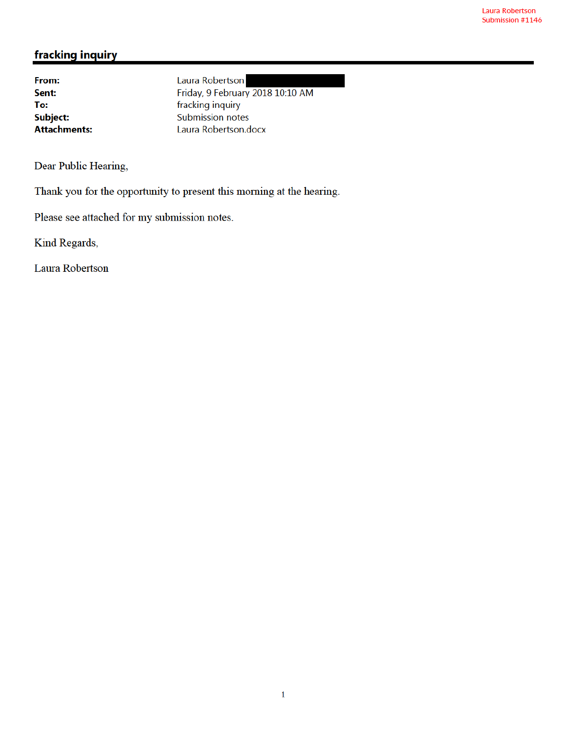Laura Robertson
Submission #1146

## fracking inquiry

| | |
|---|---|
| **From:** | Laura Robertson |
| **Sent:** | Friday, 9 February 2018 10:10 AM |
| **To:** | fracking inquiry |
| **Subject:** | Submission notes |
| **Attachments:** | Laura Robertson.docx |

Dear Public Hearing,

Thank you for the opportunity to present this morning at the hearing.

Please see attached for my submission notes.

Kind Regards,

Laura Robertson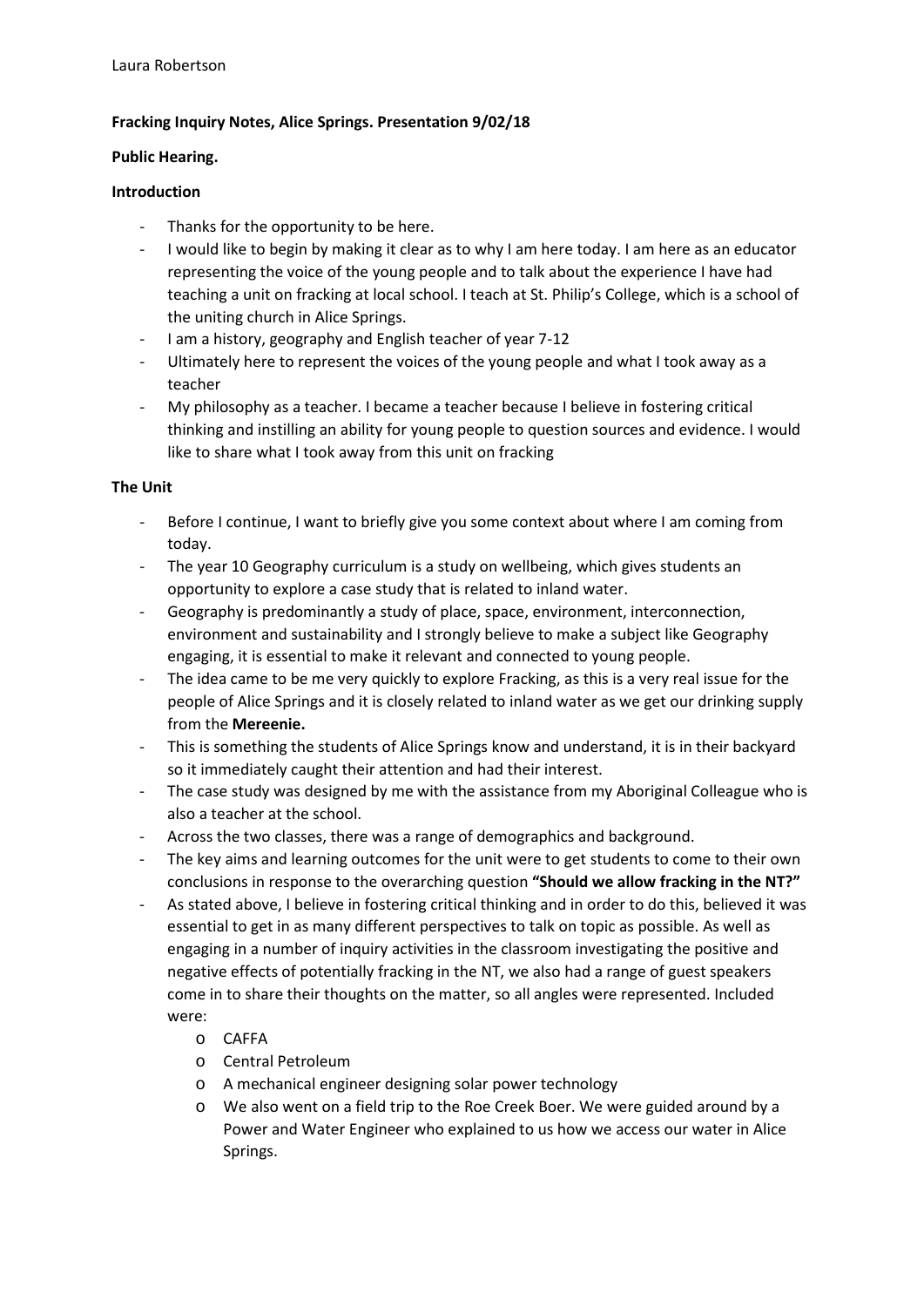Laura Robertson

**Fracking Inquiry Notes, Alice Springs. Presentation 9/02/18**

**Public Hearing.**

**Introduction**

- Thanks for the opportunity to be here.
- I would like to begin by making it clear as to why I am here today. I am here as an educator representing the voice of the young people and to talk about the experience I have had teaching a unit on fracking at local school. I teach at St. Philip's College, which is a school of the uniting church in Alice Springs.
- I am a history, geography and English teacher of year 7-12
- Ultimately here to represent the voices of the young people and what I took away as a teacher
- My philosophy as a teacher. I became a teacher because I believe in fostering critical thinking and instilling an ability for young people to question sources and evidence. I would like to share what I took away from this unit on fracking

**The Unit**

- Before I continue, I want to briefly give you some context about where I am coming from today.
- The year 10 Geography curriculum is a study on wellbeing, which gives students an opportunity to explore a case study that is related to inland water.
- Geography is predominantly a study of place, space, environment, interconnection, environment and sustainability and I strongly believe to make a subject like Geography engaging, it is essential to make it relevant and connected to young people.
- The idea came to be me very quickly to explore Fracking, as this is a very real issue for the people of Alice Springs and it is closely related to inland water as we get our drinking supply from the **Mereenie.**
- This is something the students of Alice Springs know and understand, it is in their backyard so it immediately caught their attention and had their interest.
- The case study was designed by me with the assistance from my Aboriginal Colleague who is also a teacher at the school.
- Across the two classes, there was a range of demographics and background.
- The key aims and learning outcomes for the unit were to get students to come to their own conclusions in response to the overarching question **"Should we allow fracking in the NT?"**
- As stated above, I believe in fostering critical thinking and in order to do this, believed it was essential to get in as many different perspectives to talk on topic as possible. As well as engaging in a number of inquiry activities in the classroom investigating the positive and negative effects of potentially fracking in the NT, we also had a range of guest speakers come in to share their thoughts on the matter, so all angles were represented. Included were:
    - CAFFA
    - Central Petroleum
    - A mechanical engineer designing solar power technology
    - We also went on a field trip to the Roe Creek Boer. We were guided around by a Power and Water Engineer who explained to us how we access our water in Alice Springs.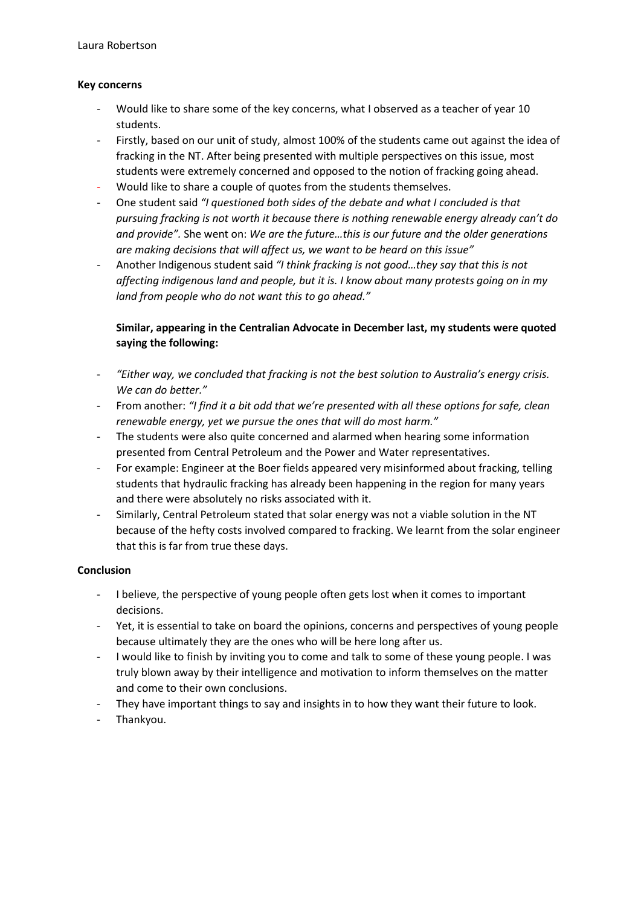**Key concerns**

- Would like to share some of the key concerns, what I observed as a teacher of year 10 students.
- Firstly, based on our unit of study, almost 100% of the students came out against the idea of fracking in the NT. After being presented with multiple perspectives on this issue, most students were extremely concerned and opposed to the notion of fracking going ahead.
- Would like to share a couple of quotes from the students themselves.
- One student said *"I questioned both sides of the debate and what I concluded is that pursuing fracking is not worth it because there is nothing renewable energy already can't do and provide".* She went on: *We are the future…this is our future and the older generations are making decisions that will affect us, we want to be heard on this issue"*
- Another Indigenous student said *"I think fracking is not good…they say that this is not affecting indigenous land and people, but it is. I know about many protests going on in my land from people who do not want this to go ahead."*

**Similar, appearing in the Centralian Advocate in December last, my students were quoted saying the following:**

- *"Either way, we concluded that fracking is not the best solution to Australia's energy crisis. We can do better."*
- From another: *"I find it a bit odd that we're presented with all these options for safe, clean renewable energy, yet we pursue the ones that will do most harm."*
- The students were also quite concerned and alarmed when hearing some information presented from Central Petroleum and the Power and Water representatives.
- For example: Engineer at the Boer fields appeared very misinformed about fracking, telling students that hydraulic fracking has already been happening in the region for many years and there were absolutely no risks associated with it.
- Similarly, Central Petroleum stated that solar energy was not a viable solution in the NT because of the hefty costs involved compared to fracking. We learnt from the solar engineer that this is far from true these days.

**Conclusion**

- I believe, the perspective of young people often gets lost when it comes to important decisions.
- Yet, it is essential to take on board the opinions, concerns and perspectives of young people because ultimately they are the ones who will be here long after us.
- I would like to finish by inviting you to come and talk to some of these young people. I was truly blown away by their intelligence and motivation to inform themselves on the matter and come to their own conclusions.
- They have important things to say and insights in to how they want their future to look.
- Thankyou.